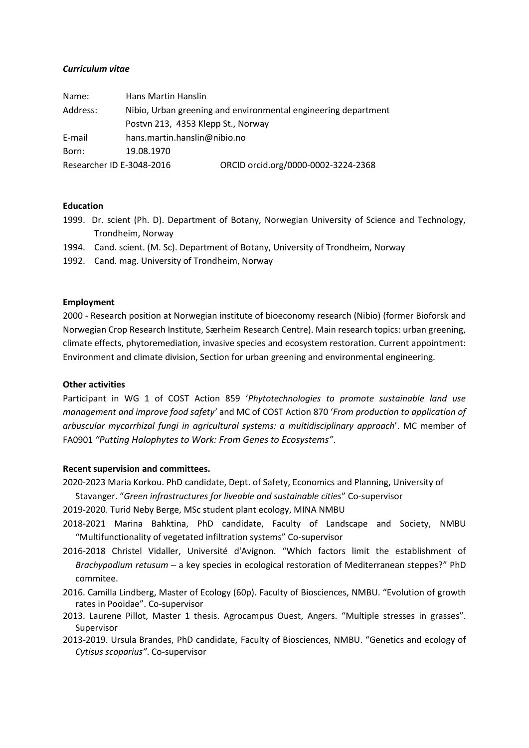***Curriculum vitae***

Name: Hans Martin Hanslin

Address: Nibio, Urban greening and environmental engineering department
Postvn 213, 4353 Klepp St., Norway

E-mail hans.martin.hanslin@nibio.no

Born: 19.08.1970

Researcher ID E-3048-2016 ORCID orcid.org/0000-0002-3224-2368

**Education**

1999. Dr. scient (Ph. D). Department of Botany, Norwegian University of Science and Technology, Trondheim, Norway
1994. Cand. scient. (M. Sc). Department of Botany, University of Trondheim, Norway
1992. Cand. mag. University of Trondheim, Norway

**Employment**

2000 - Research position at Norwegian institute of bioeconomy research (Nibio) (former Bioforsk and Norwegian Crop Research Institute, Særheim Research Centre). Main research topics: urban greening, climate effects, phytoremediation, invasive species and ecosystem restoration. Current appointment: Environment and climate division, Section for urban greening and environmental engineering.

**Other activities**

Participant in WG 1 of COST Action 859 '*Phytotechnologies to promote sustainable land use management and improve food safety'* and MC of COST Action 870 '*From production to application of arbuscular mycorrhizal fungi in agricultural systems: a multidisciplinary approach*'. MC member of FA0901 *"Putting Halophytes to Work: From Genes to Ecosystems"*.

**Recent supervision and committees.**

2020-2023 Maria Korkou. PhD candidate, Dept. of Safety, Economics and Planning, University of Stavanger. "*Green infrastructures for liveable and sustainable cities*" Co-supervisor

2019-2020. Turid Neby Berge, MSc student plant ecology, MINA NMBU

2018-2021 Marina Bahktina, PhD candidate, Faculty of Landscape and Society, NMBU "Multifunctionality of vegetated infiltration systems" Co-supervisor

2016-2018 Christel Vidaller, Université d'Avignon. "Which factors limit the establishment of *Brachypodium retusum* – a key species in ecological restoration of Mediterranean steppes?" PhD commitee.

2016. Camilla Lindberg, Master of Ecology (60p). Faculty of Biosciences, NMBU. "Evolution of growth rates in Pooidae". Co-supervisor

2013. Laurene Pillot, Master 1 thesis. Agrocampus Ouest, Angers. "Multiple stresses in grasses". Supervisor

2013-2019. Ursula Brandes, PhD candidate, Faculty of Biosciences, NMBU. "Genetics and ecology of *Cytisus scoparius"*. Co-supervisor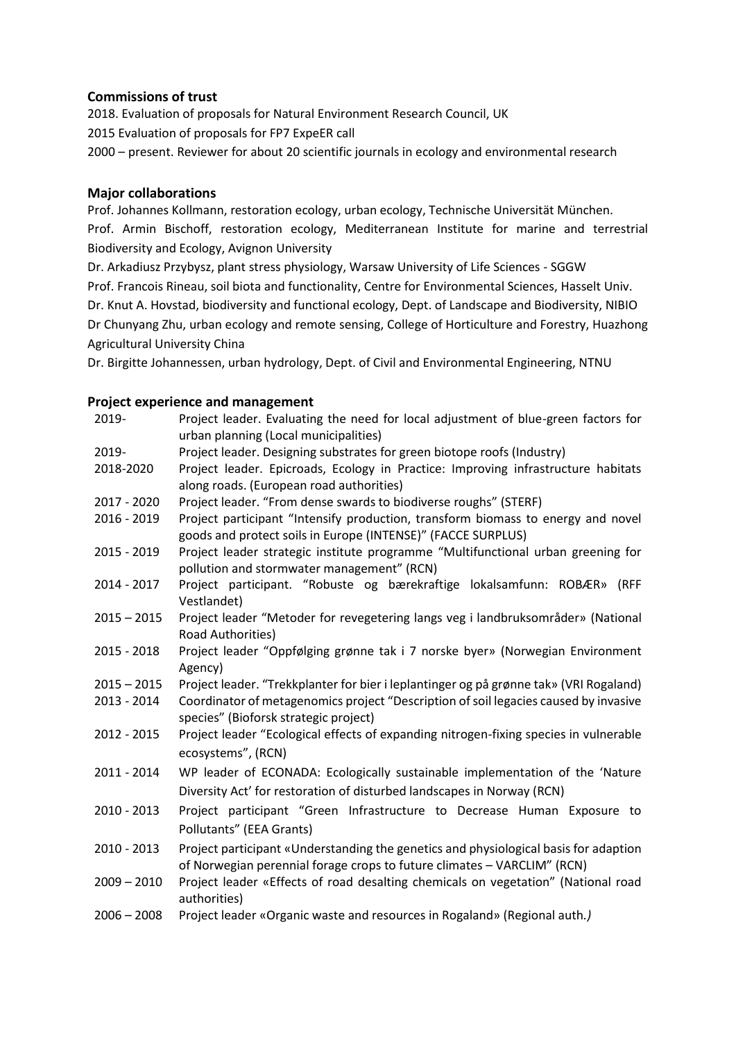## Commissions of trust

2018. Evaluation of proposals for Natural Environment Research Council, UK

2015 Evaluation of proposals for FP7 ExpeER call

2000 – present. Reviewer for about 20 scientific journals in ecology and environmental research

## Major collaborations

Prof. Johannes Kollmann, restoration ecology, urban ecology, Technische Universität München.

Prof. Armin Bischoff, restoration ecology, Mediterranean Institute for marine and terrestrial Biodiversity and Ecology, Avignon University

Dr. Arkadiusz Przybysz, plant stress physiology, Warsaw University of Life Sciences - SGGW

Prof. Francois Rineau, soil biota and functionality, Centre for Environmental Sciences, Hasselt Univ.

Dr. Knut A. Hovstad, biodiversity and functional ecology, Dept. of Landscape and Biodiversity, NIBIO

Dr Chunyang Zhu, urban ecology and remote sensing, College of Horticulture and Forestry, Huazhong Agricultural University China

Dr. Birgitte Johannessen, urban hydrology, Dept. of Civil and Environmental Engineering, NTNU

## Project experience and management

| | |
|---|---|
| 2019- | Project leader. Evaluating the need for local adjustment of blue-green factors for urban planning (Local municipalities) |
| 2019- | Project leader. Designing substrates for green biotope roofs (Industry) |
| 2018-2020 | Project leader. Epicroads, Ecology in Practice: Improving infrastructure habitats along roads. (European road authorities) |
| 2017 - 2020 | Project leader. "From dense swards to biodiverse roughs" (STERF) |
| 2016 - 2019 | Project participant "Intensify production, transform biomass to energy and novel goods and protect soils in Europe (INTENSE)" (FACCE SURPLUS) |
| 2015 - 2019 | Project leader strategic institute programme "Multifunctional urban greening for pollution and stormwater management" (RCN) |
| 2014 - 2017 | Project participant. "Robuste og bærekraftige lokalsamfunn: ROBÆR» (RFF Vestlandet) |
| 2015 – 2015 | Project leader "Metoder for revegetering langs veg i landbruksområder» (National Road Authorities) |
| 2015 - 2018 | Project leader "Oppfølging grønne tak i 7 norske byer» (Norwegian Environment Agency) |
| 2015 – 2015 | Project leader. "Trekkplanter for bier i leplantinger og på grønne tak» (VRI Rogaland) |
| 2013 - 2014 | Coordinator of metagenomics project "Description of soil legacies caused by invasive species" (Bioforsk strategic project) |
| 2012 - 2015 | Project leader "Ecological effects of expanding nitrogen-fixing species in vulnerable ecosystems", (RCN) |
| 2011 - 2014 | WP leader of ECONADA: Ecologically sustainable implementation of the 'Nature Diversity Act' for restoration of disturbed landscapes in Norway (RCN) |
| 2010 - 2013 | Project participant "Green Infrastructure to Decrease Human Exposure to Pollutants" (EEA Grants) |
| 2010 - 2013 | Project participant «Understanding the genetics and physiological basis for adaption of Norwegian perennial forage crops to future climates – VARCLIM" (RCN) |
| 2009 – 2010 | Project leader «Effects of road desalting chemicals on vegetation" (National road authorities) |
| 2006 – 2008 | Project leader «Organic waste and resources in Rogaland» (Regional auth.*)* |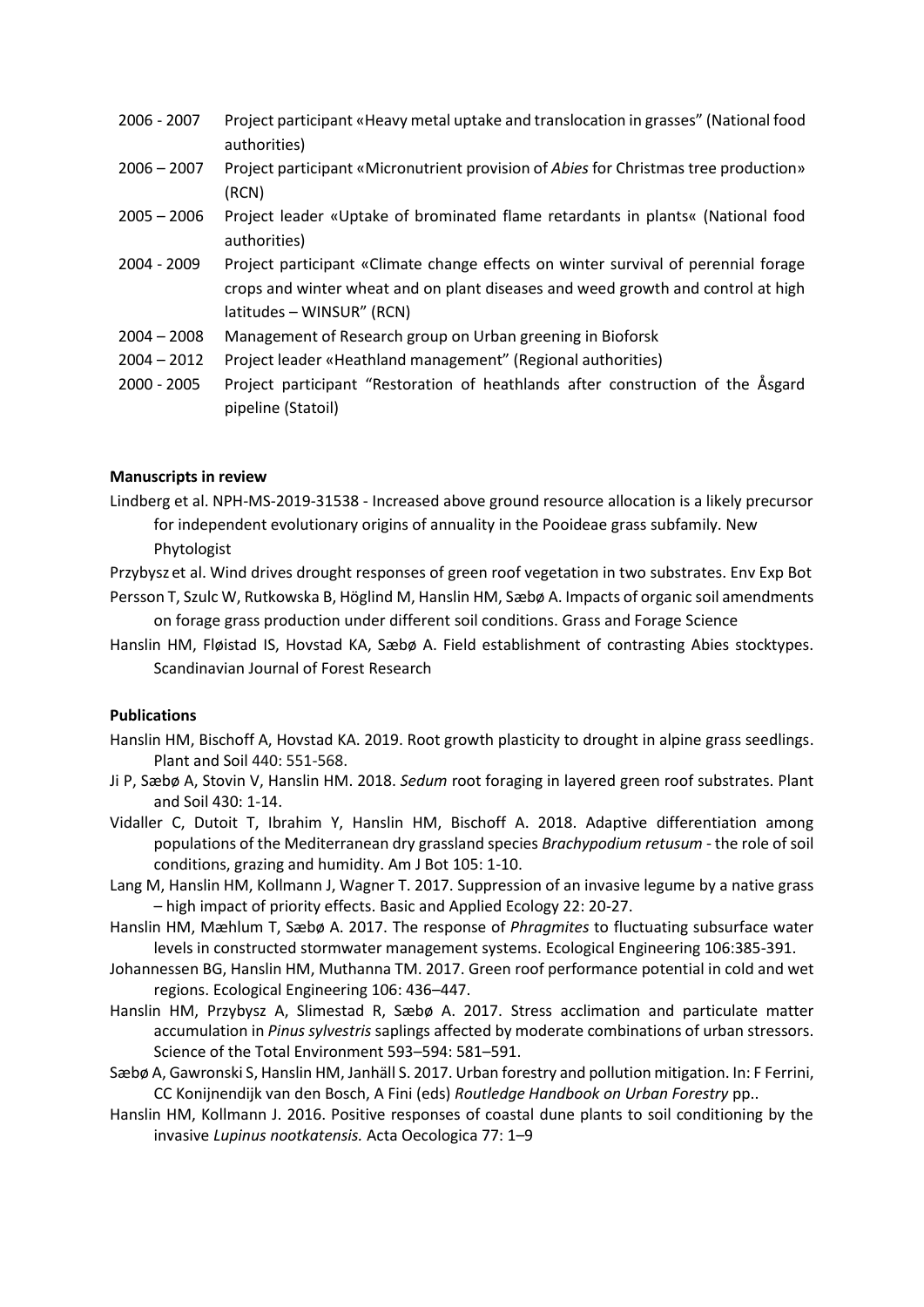| | |
|---|---|
| 2006 - 2007 | Project participant «Heavy metal uptake and translocation in grasses" (National food authorities) |
| 2006 – 2007 | Project participant «Micronutrient provision of *Abies* for Christmas tree production» (RCN) |
| 2005 – 2006 | Project leader «Uptake of brominated flame retardants in plants« (National food authorities) |
| 2004 - 2009 | Project participant «Climate change effects on winter survival of perennial forage crops and winter wheat and on plant diseases and weed growth and control at high latitudes – WINSUR" (RCN) |
| 2004 – 2008 | Management of Research group on Urban greening in Bioforsk |
| 2004 – 2012 | Project leader «Heathland management" (Regional authorities) |
| 2000 - 2005 | Project participant "Restoration of heathlands after construction of the Åsgard pipeline (Statoil) |

**Manuscripts in review**

Lindberg et al. NPH-MS-2019-31538 - Increased above ground resource allocation is a likely precursor for independent evolutionary origins of annuality in the Pooideae grass subfamily. New Phytologist

Przybysz et al. Wind drives drought responses of green roof vegetation in two substrates. Env Exp Bot

Persson T, Szulc W, Rutkowska B, Höglind M, Hanslin HM, Sæbø A. Impacts of organic soil amendments on forage grass production under different soil conditions. Grass and Forage Science

Hanslin HM, Fløistad IS, Hovstad KA, Sæbø A. Field establishment of contrasting Abies stocktypes. Scandinavian Journal of Forest Research

**Publications**

Hanslin HM, Bischoff A, Hovstad KA. 2019. Root growth plasticity to drought in alpine grass seedlings. Plant and Soil 440: 551-568.

Ji P, Sæbø A, Stovin V, Hanslin HM. 2018. *Sedum* root foraging in layered green roof substrates. Plant and Soil 430: 1-14.

Vidaller C, Dutoit T, Ibrahim Y, Hanslin HM, Bischoff A. 2018. Adaptive differentiation among populations of the Mediterranean dry grassland species *Brachypodium retusum* - the role of soil conditions, grazing and humidity. Am J Bot 105: 1-10.

Lang M, Hanslin HM, Kollmann J, Wagner T. 2017. Suppression of an invasive legume by a native grass – high impact of priority effects. Basic and Applied Ecology 22: 20-27.

Hanslin HM, Mæhlum T, Sæbø A. 2017. The response of *Phragmites* to fluctuating subsurface water levels in constructed stormwater management systems. Ecological Engineering 106:385-391.

Johannessen BG, Hanslin HM, Muthanna TM. 2017. Green roof performance potential in cold and wet regions. Ecological Engineering 106: 436–447.

Hanslin HM, Przybysz A, Slimestad R, Sæbø A. 2017. Stress acclimation and particulate matter accumulation in *Pinus sylvestris* saplings affected by moderate combinations of urban stressors. Science of the Total Environment 593–594: 581–591.

Sæbø A, Gawronski S, Hanslin HM, Janhäll S. 2017. Urban forestry and pollution mitigation. In: F Ferrini, CC Konijnendijk van den Bosch, A Fini (eds) *Routledge Handbook on Urban Forestry* pp..

Hanslin HM, Kollmann J. 2016. Positive responses of coastal dune plants to soil conditioning by the invasive *Lupinus nootkatensis.* Acta Oecologica 77: 1–9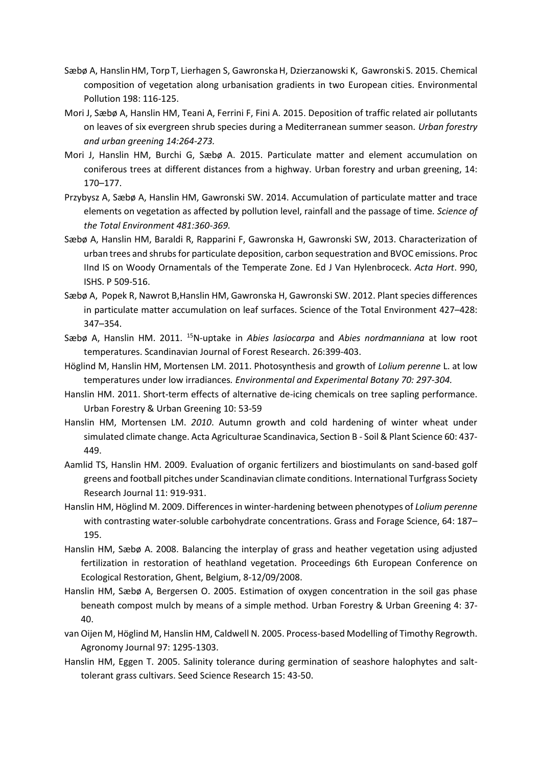- Sæbø A, Hanslin HM, Torp T, Lierhagen S, Gawronska H, Dzierzanowski K, Gawronski S. 2015. Chemical composition of vegetation along urbanisation gradients in two European cities. Environmental Pollution 198: 116-125.
- Mori J, Sæbø A, Hanslin HM, Teani A, Ferrini F, Fini A. 2015. Deposition of traffic related air pollutants on leaves of six evergreen shrub species during a Mediterranean summer season. *Urban forestry and urban greening 14:264-273.*
- Mori J, Hanslin HM, Burchi G, Sæbø A. 2015. Particulate matter and element accumulation on coniferous trees at different distances from a highway. Urban forestry and urban greening, 14: 170–177.
- Przybysz A, Sæbø A, Hanslin HM, Gawronski SW. 2014. Accumulation of particulate matter and trace elements on vegetation as affected by pollution level, rainfall and the passage of time*. Science of the Total Environment 481:360-369.*
- Sæbø A, Hanslin HM, Baraldi R, Rapparini F, Gawronska H, Gawronski SW, 2013. Characterization of urban trees and shrubs for particulate deposition, carbon sequestration and BVOC emissions. Proc IInd IS on Woody Ornamentals of the Temperate Zone. Ed J Van Hylenbroceck. *Acta Hort*. 990, ISHS. P 509-516.
- Sæbø A, Popek R, Nawrot B,Hanslin HM, Gawronska H, Gawronski SW. 2012. Plant species differences in particulate matter accumulation on leaf surfaces. Science of the Total Environment 427–428: 347–354.
- Sæbø A, Hanslin HM. 2011. $^{15}$N-uptake in *Abies lasiocarpa* and *Abies nordmanniana* at low root temperatures. Scandinavian Journal of Forest Research. 26:399-403.
- Höglind M, Hanslin HM, Mortensen LM. 2011. Photosynthesis and growth of *Lolium perenne* L. at low temperatures under low irradiances*. Environmental and Experimental Botany 70: 297-304.*
- Hanslin HM. 2011. Short-term effects of alternative de-icing chemicals on tree sapling performance. Urban Forestry & Urban Greening 10: 53-59
- Hanslin HM, Mortensen LM. *2010*. Autumn growth and cold hardening of winter wheat under simulated climate change. Acta Agriculturae Scandinavica, Section B - Soil & Plant Science 60: 437-449.
- Aamlid TS, Hanslin HM. 2009. Evaluation of organic fertilizers and biostimulants on sand-based golf greens and football pitches under Scandinavian climate conditions. International Turfgrass Society Research Journal 11: 919-931.
- Hanslin HM, Höglind M. 2009. Differences in winter-hardening between phenotypes of *Lolium perenne* with contrasting water-soluble carbohydrate concentrations. Grass and Forage Science, 64: 187–195.
- Hanslin HM, Sæbø A. 2008. Balancing the interplay of grass and heather vegetation using adjusted fertilization in restoration of heathland vegetation. Proceedings 6th European Conference on Ecological Restoration, Ghent, Belgium, 8-12/09/2008.
- Hanslin HM, Sæbø A, Bergersen O. 2005. Estimation of oxygen concentration in the soil gas phase beneath compost mulch by means of a simple method. Urban Forestry & Urban Greening 4: 37-40.
- van Oijen M, Höglind M, Hanslin HM, Caldwell N. 2005. Process-based Modelling of Timothy Regrowth. Agronomy Journal 97: 1295-1303.
- Hanslin HM, Eggen T. 2005. Salinity tolerance during germination of seashore halophytes and salt-tolerant grass cultivars. Seed Science Research 15: 43-50.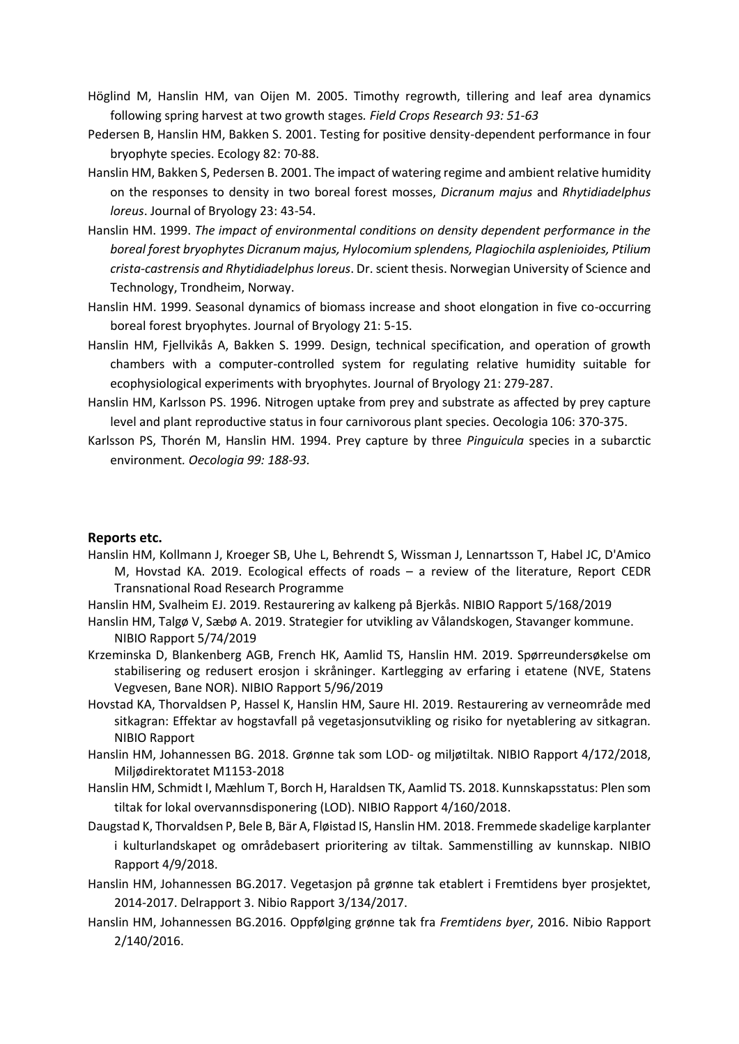Höglind M, Hanslin HM, van Oijen M. 2005. Timothy regrowth, tillering and leaf area dynamics following spring harvest at two growth stages. *Field Crops Research 93: 51-63*

Pedersen B, Hanslin HM, Bakken S. 2001. Testing for positive density-dependent performance in four bryophyte species. Ecology 82: 70-88.

Hanslin HM, Bakken S, Pedersen B. 2001. The impact of watering regime and ambient relative humidity on the responses to density in two boreal forest mosses, *Dicranum majus* and *Rhytidiadelphus loreus*. Journal of Bryology 23: 43-54.

Hanslin HM. 1999. *The impact of environmental conditions on density dependent performance in the boreal forest bryophytes Dicranum majus, Hylocomium splendens, Plagiochila asplenioides, Ptilium crista-castrensis and Rhytidiadelphus loreus*. Dr. scient thesis. Norwegian University of Science and Technology, Trondheim, Norway.

Hanslin HM. 1999. Seasonal dynamics of biomass increase and shoot elongation in five co-occurring boreal forest bryophytes. Journal of Bryology 21: 5-15.

Hanslin HM, Fjellvikås A, Bakken S. 1999. Design, technical specification, and operation of growth chambers with a computer-controlled system for regulating relative humidity suitable for ecophysiological experiments with bryophytes. Journal of Bryology 21: 279-287.

Hanslin HM, Karlsson PS. 1996. Nitrogen uptake from prey and substrate as affected by prey capture level and plant reproductive status in four carnivorous plant species. Oecologia 106: 370-375.

Karlsson PS, Thorén M, Hanslin HM. 1994. Prey capture by three *Pinguicula* species in a subarctic environment. *Oecologia 99: 188-93.*

**Reports etc.**

Hanslin HM, Kollmann J, Kroeger SB, Uhe L, Behrendt S, Wissman J, Lennartsson T, Habel JC, D'Amico M, Hovstad KA. 2019. Ecological effects of roads – a review of the literature, Report CEDR Transnational Road Research Programme

Hanslin HM, Svalheim EJ. 2019. Restaurering av kalkeng på Bjerkås. NIBIO Rapport 5/168/2019

Hanslin HM, Talgø V, Sæbø A. 2019. Strategier for utvikling av Vålandskogen, Stavanger kommune. NIBIO Rapport 5/74/2019

Krzeminska D, Blankenberg AGB, French HK, Aamlid TS, Hanslin HM. 2019. Spørreundersøkelse om stabilisering og redusert erosjon i skråninger. Kartlegging av erfaring i etatene (NVE, Statens Vegvesen, Bane NOR). NIBIO Rapport 5/96/2019

Hovstad KA, Thorvaldsen P, Hassel K, Hanslin HM, Saure HI. 2019. Restaurering av verneområde med sitkagran: Effektar av hogstavfall på vegetasjonsutvikling og risiko for nyetablering av sitkagran. NIBIO Rapport

Hanslin HM, Johannessen BG. 2018. Grønne tak som LOD- og miljøtiltak. NIBIO Rapport 4/172/2018, Miljødirektoratet M1153-2018

Hanslin HM, Schmidt I, Mæhlum T, Borch H, Haraldsen TK, Aamlid TS. 2018. Kunnskapsstatus: Plen som tiltak for lokal overvannsdisponering (LOD). NIBIO Rapport 4/160/2018.

Daugstad K, Thorvaldsen P, Bele B, Bär A, Fløistad IS, Hanslin HM. 2018. Fremmede skadelige karplanter i kulturlandskapet og områdebasert prioritering av tiltak. Sammenstilling av kunnskap. NIBIO Rapport 4/9/2018.

Hanslin HM, Johannessen BG.2017. Vegetasjon på grønne tak etablert i Fremtidens byer prosjektet, 2014-2017. Delrapport 3. Nibio Rapport 3/134/2017.

Hanslin HM, Johannessen BG.2016. Oppfølging grønne tak fra *Fremtidens byer*, 2016. Nibio Rapport 2/140/2016.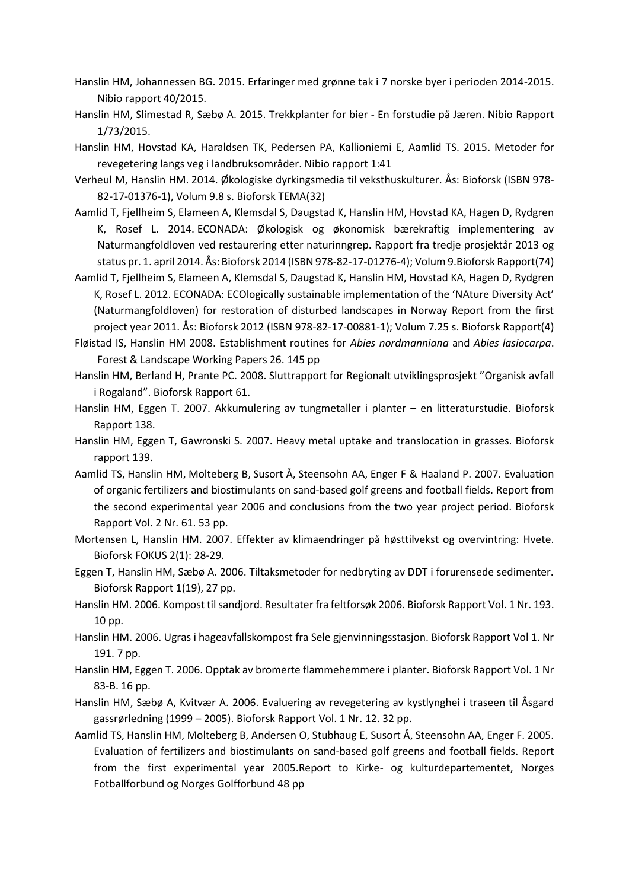Hanslin HM, Johannessen BG. 2015. Erfaringer med grønne tak i 7 norske byer i perioden 2014-2015. Nibio rapport 40/2015.

Hanslin HM, Slimestad R, Sæbø A. 2015. Trekkplanter for bier - En forstudie på Jæren. Nibio Rapport 1/73/2015.

Hanslin HM, Hovstad KA, Haraldsen TK, Pedersen PA, Kallioniemi E, Aamlid TS. 2015. Metoder for revegetering langs veg i landbruksområder. Nibio rapport 1:41

Verheul M, Hanslin HM. 2014. Økologiske dyrkingsmedia til veksthuskulturer. Ås: Bioforsk (ISBN 978-82-17-01376-1), Volum 9.8 s. Bioforsk TEMA(32)

Aamlid T, Fjellheim S, Elameen A, Klemsdal S, Daugstad K, Hanslin HM, Hovstad KA, Hagen D, Rydgren K, Rosef L. 2014. ECONADA: Økologisk og økonomisk bærekraftig implementering av Naturmangfoldloven ved restaurering etter naturinngrep. Rapport fra tredje prosjektår 2013 og status pr. 1. april 2014. Ås: Bioforsk 2014 (ISBN 978-82-17-01276-4); Volum 9.Bioforsk Rapport(74)

Aamlid T, Fjellheim S, Elameen A, Klemsdal S, Daugstad K, Hanslin HM, Hovstad KA, Hagen D, Rydgren K, Rosef L. 2012. ECONADA: ECOlogically sustainable implementation of the 'NAture Diversity Act' (Naturmangfoldloven) for restoration of disturbed landscapes in Norway Report from the first project year 2011. Ås: Bioforsk 2012 (ISBN 978-82-17-00881-1); Volum 7.25 s. Bioforsk Rapport(4)

Fløistad IS, Hanslin HM 2008. Establishment routines for *Abies nordmanniana* and *Abies lasiocarpa*. Forest & Landscape Working Papers 26. 145 pp

Hanslin HM, Berland H, Prante PC. 2008. Sluttrapport for Regionalt utviklingsprosjekt "Organisk avfall i Rogaland". Bioforsk Rapport 61.

Hanslin HM, Eggen T. 2007. Akkumulering av tungmetaller i planter – en litteraturstudie. Bioforsk Rapport 138.

Hanslin HM, Eggen T, Gawronski S. 2007. Heavy metal uptake and translocation in grasses. Bioforsk rapport 139.

Aamlid TS, Hanslin HM, Molteberg B, Susort Å, Steensohn AA, Enger F & Haaland P. 2007. Evaluation of organic fertilizers and biostimulants on sand-based golf greens and football fields. Report from the second experimental year 2006 and conclusions from the two year project period. Bioforsk Rapport Vol. 2 Nr. 61. 53 pp.

Mortensen L, Hanslin HM. 2007. Effekter av klimaendringer på høsttilvekst og overvintring: Hvete. Bioforsk FOKUS 2(1): 28-29.

Eggen T, Hanslin HM, Sæbø A. 2006. Tiltaksmetoder for nedbryting av DDT i forurensede sedimenter. Bioforsk Rapport 1(19), 27 pp.

Hanslin HM. 2006. Kompost til sandjord. Resultater fra feltforsøk 2006. Bioforsk Rapport Vol. 1 Nr. 193. 10 pp.

Hanslin HM. 2006. Ugras i hageavfallskompost fra Sele gjenvinningsstasjon. Bioforsk Rapport Vol 1. Nr 191. 7 pp.

Hanslin HM, Eggen T. 2006. Opptak av bromerte flammehemmere i planter. Bioforsk Rapport Vol. 1 Nr 83-B. 16 pp.

Hanslin HM, Sæbø A, Kvitvær A. 2006. Evaluering av revegetering av kystlynghei i traseen til Åsgard gassrørledning (1999 – 2005). Bioforsk Rapport Vol. 1 Nr. 12. 32 pp.

Aamlid TS, Hanslin HM, Molteberg B, Andersen O, Stubhaug E, Susort Å, Steensohn AA, Enger F. 2005. Evaluation of fertilizers and biostimulants on sand-based golf greens and football fields. Report from the first experimental year 2005.Report to Kirke- og kulturdepartementet, Norges Fotballforbund og Norges Golfforbund 48 pp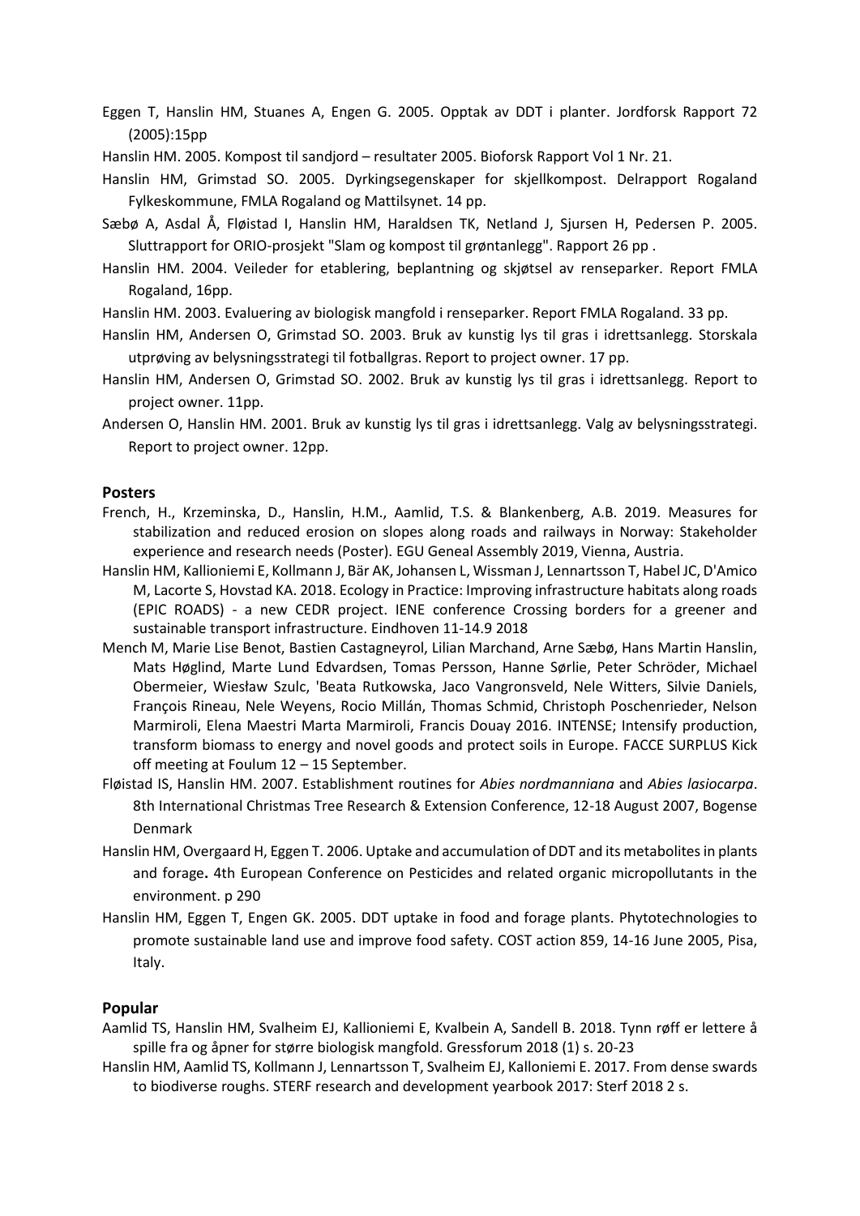Eggen T, Hanslin HM, Stuanes A, Engen G. 2005. Opptak av DDT i planter. Jordforsk Rapport 72 (2005):15pp

Hanslin HM. 2005. Kompost til sandjord – resultater 2005. Bioforsk Rapport Vol 1 Nr. 21.

Hanslin HM, Grimstad SO. 2005. Dyrkingsegenskaper for skjellkompost. Delrapport Rogaland Fylkeskommune, FMLA Rogaland og Mattilsynet. 14 pp.

Sæbø A, Asdal Å, Fløistad I, Hanslin HM, Haraldsen TK, Netland J, Sjursen H, Pedersen P. 2005. Sluttrapport for ORIO-prosjekt "Slam og kompost til grøntanlegg". Rapport 26 pp .

Hanslin HM. 2004. Veileder for etablering, beplantning og skjøtsel av renseparker. Report FMLA Rogaland, 16pp.

Hanslin HM. 2003. Evaluering av biologisk mangfold i renseparker. Report FMLA Rogaland. 33 pp.

Hanslin HM, Andersen O, Grimstad SO. 2003. Bruk av kunstig lys til gras i idrettsanlegg. Storskala utprøving av belysningsstrategi til fotballgras. Report to project owner. 17 pp.

Hanslin HM, Andersen O, Grimstad SO. 2002. Bruk av kunstig lys til gras i idrettsanlegg. Report to project owner. 11pp.

Andersen O, Hanslin HM. 2001. Bruk av kunstig lys til gras i idrettsanlegg. Valg av belysningsstrategi. Report to project owner. 12pp.

## Posters

French, H., Krzeminska, D., Hanslin, H.M., Aamlid, T.S. & Blankenberg, A.B. 2019. Measures for stabilization and reduced erosion on slopes along roads and railways in Norway: Stakeholder experience and research needs (Poster). EGU Geneal Assembly 2019, Vienna, Austria.

Hanslin HM, Kallioniemi E, Kollmann J, Bär AK, Johansen L, Wissman J, Lennartsson T, Habel JC, D'Amico M, Lacorte S, Hovstad KA. 2018. Ecology in Practice: Improving infrastructure habitats along roads (EPIC ROADS) - a new CEDR project. IENE conference Crossing borders for a greener and sustainable transport infrastructure. Eindhoven 11-14.9 2018

Mench M, Marie Lise Benot, Bastien Castagneyrol, Lilian Marchand, Arne Sæbø, Hans Martin Hanslin, Mats Høglind, Marte Lund Edvardsen, Tomas Persson, Hanne Sørlie, Peter Schröder, Michael Obermeier, Wiesław Szulc, 'Beata Rutkowska, Jaco Vangronsveld, Nele Witters, Silvie Daniels, François Rineau, Nele Weyens, Rocio Millán, Thomas Schmid, Christoph Poschenrieder, Nelson Marmiroli, Elena Maestri Marta Marmiroli, Francis Douay 2016. INTENSE; Intensify production, transform biomass to energy and novel goods and protect soils in Europe. FACCE SURPLUS Kick off meeting at Foulum 12 – 15 September.

Fløistad IS, Hanslin HM. 2007. Establishment routines for *Abies nordmanniana* and *Abies lasiocarpa*. 8th International Christmas Tree Research & Extension Conference, 12-18 August 2007, Bogense Denmark

Hanslin HM, Overgaard H, Eggen T. 2006. Uptake and accumulation of DDT and its metabolites in plants and forage**.** 4th European Conference on Pesticides and related organic micropollutants in the environment. p 290

Hanslin HM, Eggen T, Engen GK. 2005. DDT uptake in food and forage plants. Phytotechnologies to promote sustainable land use and improve food safety. COST action 859, 14-16 June 2005, Pisa, Italy.

## Popular

Aamlid TS, Hanslin HM, Svalheim EJ, Kallioniemi E, Kvalbein A, Sandell B. 2018. Tynn røff er lettere å spille fra og åpner for større biologisk mangfold. Gressforum 2018 (1) s. 20-23

Hanslin HM, Aamlid TS, Kollmann J, Lennartsson T, Svalheim EJ, Kalloniemi E. 2017. From dense swards to biodiverse roughs. STERF research and development yearbook 2017: Sterf 2018 2 s.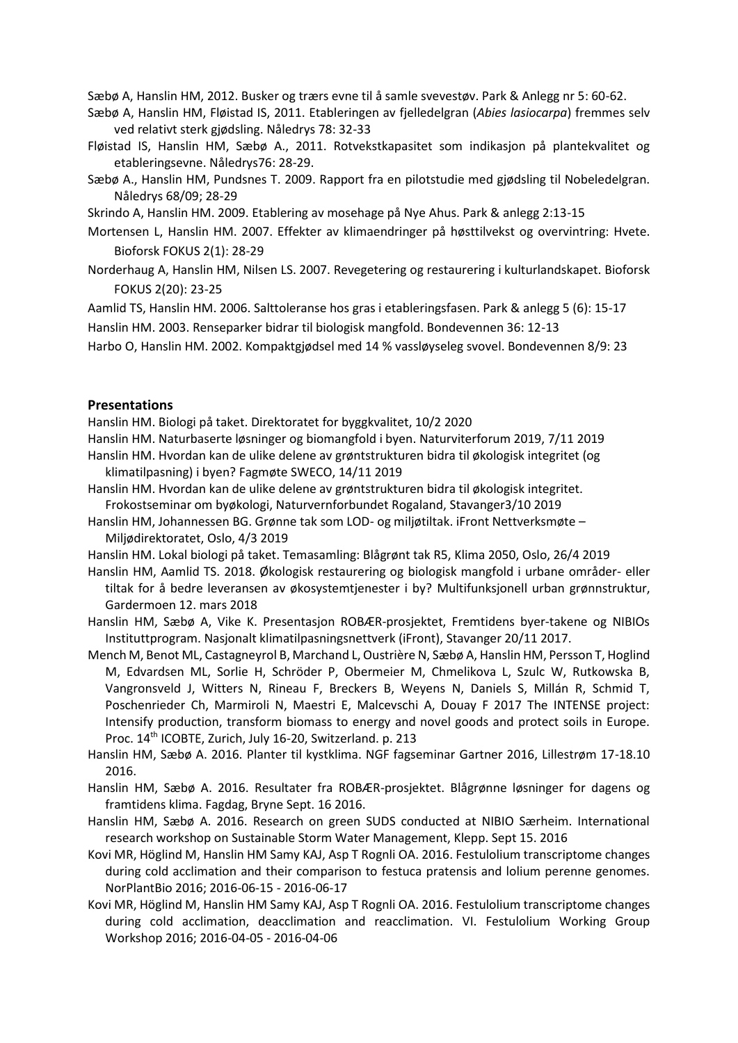Sæbø A, Hanslin HM, 2012. Busker og trærs evne til å samle svevestøv. Park & Anlegg nr 5: 60-62.

Sæbø A, Hanslin HM, Fløistad IS, 2011. Etableringen av fjelledelgran (*Abies lasiocarpa*) fremmes selv ved relativt sterk gjødsling. Nåledrys 78: 32-33

Fløistad IS, Hanslin HM, Sæbø A., 2011. Rotvekstkapasitet som indikasjon på plantekvalitet og etableringsevne. Nåledrys76: 28-29.

Sæbø A., Hanslin HM, Pundsnes T. 2009. Rapport fra en pilotstudie med gjødsling til Nobeledelgran. Nåledrys 68/09; 28-29

Skrindo A, Hanslin HM. 2009. Etablering av mosehage på Nye Ahus. Park & anlegg 2:13-15

Mortensen L, Hanslin HM. 2007. Effekter av klimaendringer på høsttilvekst og overvintring: Hvete. Bioforsk FOKUS 2(1): 28-29

Norderhaug A, Hanslin HM, Nilsen LS. 2007. Revegetering og restaurering i kulturlandskapet. Bioforsk FOKUS 2(20): 23-25

Aamlid TS, Hanslin HM. 2006. Salttoleranse hos gras i etableringsfasen. Park & anlegg 5 (6): 15-17

Hanslin HM. 2003. Renseparker bidrar til biologisk mangfold. Bondevennen 36: 12-13

Harbo O, Hanslin HM. 2002. Kompaktgjødsel med 14 % vassløyseleg svovel. Bondevennen 8/9: 23

## Presentations

Hanslin HM. Biologi på taket. Direktoratet for byggkvalitet, 10/2 2020

Hanslin HM. Naturbaserte løsninger og biomangfold i byen. Naturviterforum 2019, 7/11 2019

Hanslin HM. Hvordan kan de ulike delene av grøntstrukturen bidra til økologisk integritet (og klimatilpasning) i byen? Fagmøte SWECO, 14/11 2019

Hanslin HM. Hvordan kan de ulike delene av grøntstrukturen bidra til økologisk integritet. Frokostseminar om byøkologi, Naturvernforbundet Rogaland, Stavanger3/10 2019

Hanslin HM, Johannessen BG. Grønne tak som LOD- og miljøtiltak. iFront Nettverksmøte – Miljødirektoratet, Oslo, 4/3 2019

Hanslin HM. Lokal biologi på taket. Temasamling: Blågrønt tak R5, Klima 2050, Oslo, 26/4 2019

Hanslin HM, Aamlid TS. 2018. Økologisk restaurering og biologisk mangfold i urbane områder- eller tiltak for å bedre leveransen av økosystemtjenester i by? Multifunksjonell urban grønnstruktur, Gardermoen 12. mars 2018

Hanslin HM, Sæbø A, Vike K. Presentasjon ROBÆR-prosjektet, Fremtidens byer-takene og NIBIOs Instituttprogram. Nasjonalt klimatilpasningsnettverk (iFront), Stavanger 20/11 2017.

Mench M, Benot ML, Castagneyrol B, Marchand L, Oustrière N, Sæbø A, Hanslin HM, Persson T, Hoglind M, Edvardsen ML, Sorlie H, Schröder P, Obermeier M, Chmelikova L, Szulc W, Rutkowska B, Vangronsveld J, Witters N, Rineau F, Breckers B, Weyens N, Daniels S, Millán R, Schmid T, Poschenrieder Ch, Marmiroli N, Maestri E, Malcevschi A, Douay F 2017 The INTENSE project: Intensify production, transform biomass to energy and novel goods and protect soils in Europe. Proc. 14th ICOBTE, Zurich, July 16-20, Switzerland. p. 213

Hanslin HM, Sæbø A. 2016. Planter til kystklima. NGF fagseminar Gartner 2016, Lillestrøm 17-18.10 2016.

Hanslin HM, Sæbø A. 2016. Resultater fra ROBÆR-prosjektet. Blågrønne løsninger for dagens og framtidens klima. Fagdag, Bryne Sept. 16 2016.

Hanslin HM, Sæbø A. 2016. Research on green SUDS conducted at NIBIO Særheim. International research workshop on Sustainable Storm Water Management, Klepp. Sept 15. 2016

Kovi MR, Höglind M, Hanslin HM Samy KAJ, Asp T Rognli OA. 2016. Festulolium transcriptome changes during cold acclimation and their comparison to festuca pratensis and lolium perenne genomes. NorPlantBio 2016; 2016-06-15 - 2016-06-17

Kovi MR, Höglind M, Hanslin HM Samy KAJ, Asp T Rognli OA. 2016. Festulolium transcriptome changes during cold acclimation, deacclimation and reacclimation. VI. Festulolium Working Group Workshop 2016; 2016-04-05 - 2016-04-06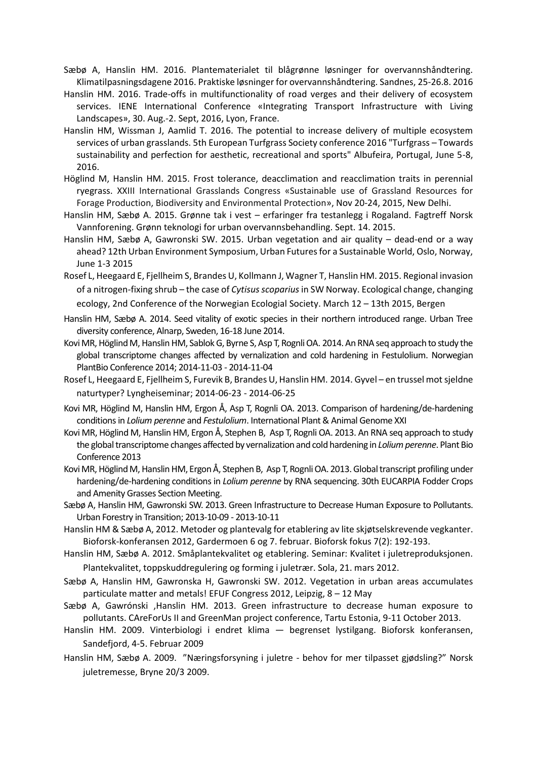Sæbø A, Hanslin HM. 2016. Plantematerialet til blågrønne løsninger for overvannshåndtering. Klimatilpasningsdagene 2016. Praktiske løsninger for overvannshåndtering. Sandnes, 25-26.8. 2016

Hanslin HM. 2016. Trade-offs in multifunctionality of road verges and their delivery of ecosystem services. IENE International Conference «Integrating Transport Infrastructure with Living Landscapes», 30. Aug.-2. Sept, 2016, Lyon, France.

Hanslin HM, Wissman J, Aamlid T. 2016. The potential to increase delivery of multiple ecosystem services of urban grasslands. 5th European Turfgrass Society conference 2016 "Turfgrass – Towards sustainability and perfection for aesthetic, recreational and sports" Albufeira, Portugal, June 5-8, 2016.

Höglind M, Hanslin HM. 2015. Frost tolerance, deacclimation and reacclimation traits in perennial ryegrass. XXIII International Grasslands Congress «Sustainable use of Grassland Resources for Forage Production, Biodiversity and Environmental Protection», Nov 20-24, 2015, New Delhi.

Hanslin HM, Sæbø A. 2015. Grønne tak i vest – erfaringer fra testanlegg i Rogaland. Fagtreff Norsk Vannforening. Grønn teknologi for urban overvannsbehandling. Sept. 14. 2015.

Hanslin HM, Sæbø A, Gawronski SW. 2015. Urban vegetation and air quality – dead-end or a way ahead? 12th Urban Environment Symposium, Urban Futures for a Sustainable World, Oslo, Norway, June 1-3 2015

Rosef L, Heegaard E, Fjellheim S, Brandes U, Kollmann J, Wagner T, Hanslin HM. 2015. Regional invasion of a nitrogen-fixing shrub – the case of *Cytisus scoparius* in SW Norway. Ecological change, changing ecology, 2nd Conference of the Norwegian Ecologial Society. March 12 – 13th 2015, Bergen

Hanslin HM, Sæbø A. 2014. Seed vitality of exotic species in their northern introduced range. Urban Tree diversity conference, Alnarp, Sweden, 16-18 June 2014.

Kovi MR, Höglind M, Hanslin HM, Sablok G, Byrne S, Asp T, Rognli OA. 2014. An RNA seq approach to study the global transcriptome changes affected by vernalization and cold hardening in Festulolium. Norwegian PlantBio Conference 2014; 2014-11-03 - 2014-11-04

Rosef L, Heegaard E, Fjellheim S, Furevik B, Brandes U, Hanslin HM. 2014. Gyvel – en trussel mot sjeldne naturtyper? Lyngheiseminar; 2014-06-23 - 2014-06-25

Kovi MR, Höglind M, Hanslin HM, Ergon Å, Asp T, Rognli OA. 2013. Comparison of hardening/de-hardening conditions in *Lolium perenne* and *Festulolium*. International Plant & Animal Genome XXI

Kovi MR, Höglind M, Hanslin HM, Ergon Å, Stephen B, Asp T, Rognli OA. 2013. An RNA seq approach to study the global transcriptome changes affected by vernalization and cold hardening in *Lolium perenne*. Plant Bio Conference 2013

Kovi MR, Höglind M, Hanslin HM, Ergon Å, Stephen B, Asp T, Rognli OA. 2013. Global transcript profiling under hardening/de-hardening conditions in *Lolium perenne* by RNA sequencing. 30th EUCARPIA Fodder Crops and Amenity Grasses Section Meeting.

Sæbø A, Hanslin HM, Gawronski SW. 2013. Green Infrastructure to Decrease Human Exposure to Pollutants. Urban Forestry in Transition; 2013-10-09 - 2013-10-11

Hanslin HM & Sæbø A, 2012. Metoder og plantevalg for etablering av lite skjøtselskrevende vegkanter. Bioforsk-konferansen 2012, Gardermoen 6 og 7. februar. Bioforsk fokus 7(2): 192-193.

Hanslin HM, Sæbø A. 2012. Småplantekvalitet og etablering. Seminar: Kvalitet i juletreproduksjonen. Plantekvalitet, toppskuddregulering og forming i juletrær. Sola, 21. mars 2012.

Sæbø A, Hanslin HM, Gawronska H, Gawronski SW. 2012. Vegetation in urban areas accumulates particulate matter and metals! EFUF Congress 2012, Leipzig, 8 – 12 May

Sæbø A, Gawrónski ,Hanslin HM. 2013. Green infrastructure to decrease human exposure to pollutants. CAreForUs II and GreenMan project conference, Tartu Estonia, 9-11 October 2013.

Hanslin HM. 2009. Vinterbiologi i endret klima — begrenset lystilgang. Bioforsk konferansen, Sandefjord, 4-5. Februar 2009

Hanslin HM, Sæbø A. 2009. "Næringsforsyning i juletre - behov for mer tilpasset gjødsling?" Norsk juletremesse, Bryne 20/3 2009.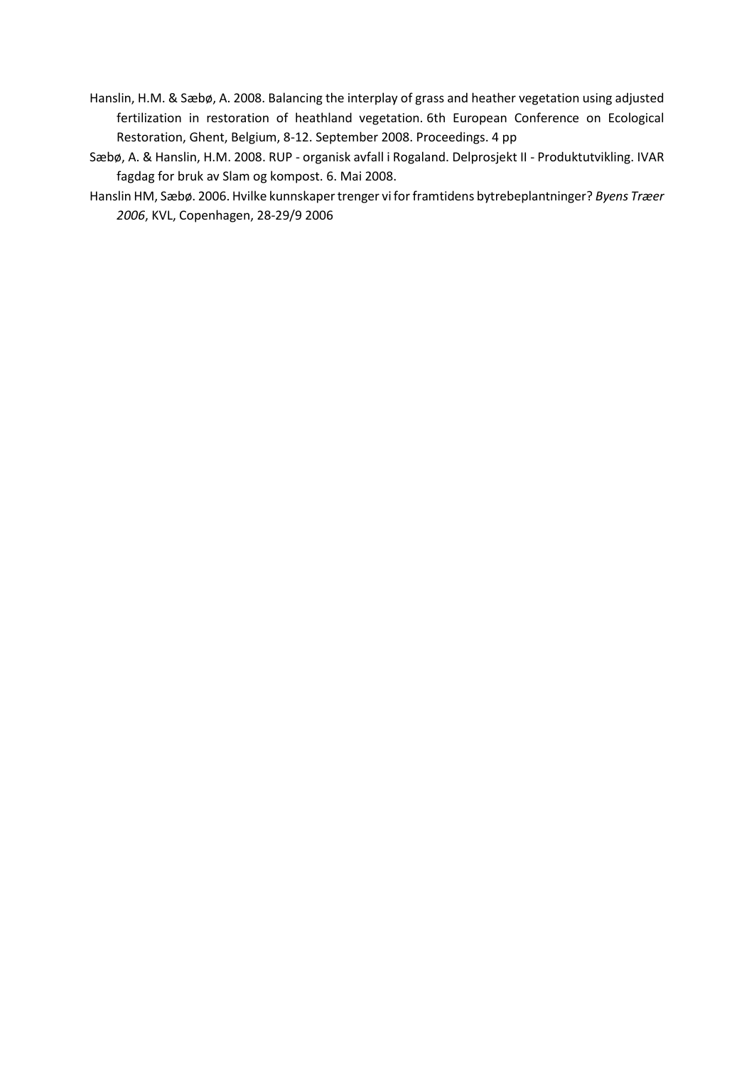Hanslin, H.M. & Sæbø, A. 2008. Balancing the interplay of grass and heather vegetation using adjusted fertilization in restoration of heathland vegetation. 6th European Conference on Ecological Restoration, Ghent, Belgium, 8-12. September 2008. Proceedings. 4 pp

Sæbø, A. & Hanslin, H.M. 2008. RUP - organisk avfall i Rogaland. Delprosjekt II - Produktutvikling. IVAR fagdag for bruk av Slam og kompost. 6. Mai 2008.

Hanslin HM, Sæbø. 2006. Hvilke kunnskaper trenger vi for framtidens bytrebeplantninger? *Byens Træer 2006*, KVL, Copenhagen, 28-29/9 2006